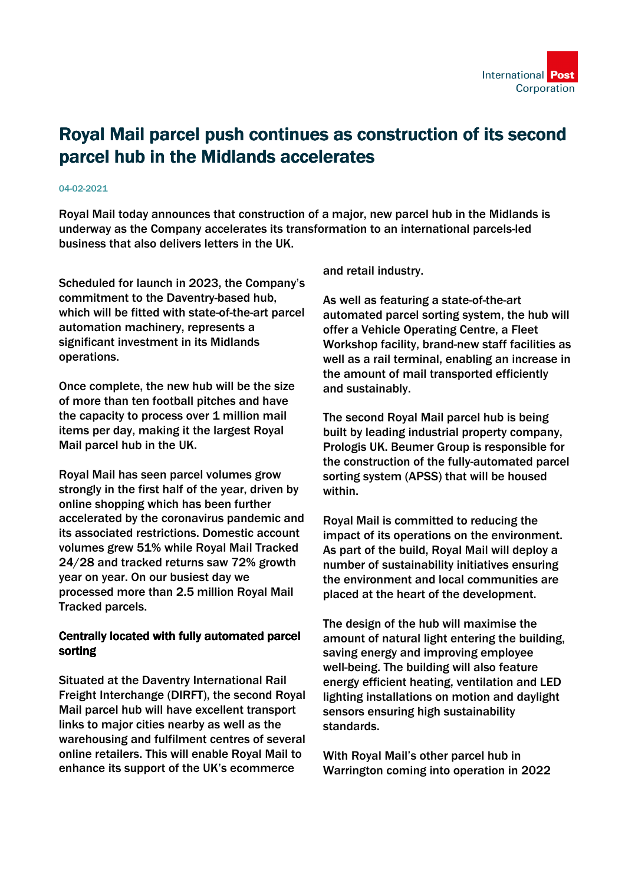# Royal Mail parcel push continues as construction of its second parcel hub in the Midlands accelerates

04-02-2021

**Royal Mail today announces that construction of a major, new parcel hub in the Midlands is underway as the Company accelerates its transformation to an international parcels-led business that also delivers letters in the UK.**

Scheduled for launch in 2023, the Company's commitment to the Daventry-based hub, which will be fitted with state-of-the-art parcel automation machinery, represents a significant investment in its Midlands operations.

Once complete, the new hub will be the size of more than ten football pitches and have the capacity to process over 1 million mail items per day, making it the largest Royal Mail parcel hub in the UK.

Royal Mail has seen parcel volumes grow strongly in the first half of the year, driven by online shopping which has been further accelerated by the coronavirus pandemic and its associated restrictions. Domestic account volumes grew 51% while Royal Mail Tracked 24/28 and tracked returns saw 72% growth year on year. On our busiest day we processed more than 2.5 million Royal Mail Tracked parcels.

**Centrally located with fully automated parcel sorting**

Situated at the Daventry International Rail Freight Interchange (DIRFT), the second Royal Mail parcel hub will have excellent transport links to major cities nearby as well as the warehousing and fulfilment centres of several online retailers. This will enable Royal Mail to enhance its support of the UK's ecommerce and retail industry.

As well as featuring a state-of-the-art automated parcel sorting system, the hub will offer a Vehicle Operating Centre, a Fleet Workshop facility, brand-new staff facilities as well as a rail terminal, enabling an increase in the amount of mail transported efficiently and sustainably.

The second Royal Mail parcel hub is being built by leading industrial property company, Prologis UK. Beumer Group is responsible for the construction of the fully-automated parcel sorting system (APSS) that will be housed within.

Royal Mail is committed to reducing the impact of its operations on the environment. As part of the build, Royal Mail will deploy a number of sustainability initiatives ensuring the environment and local communities are placed at the heart of the development.

The design of the hub will maximise the amount of natural light entering the building, saving energy and improving employee well-being. The building will also feature energy efficient heating, ventilation and LED lighting installations on motion and daylight sensors ensuring high sustainability standards.

With Royal Mail's other parcel hub in Warrington coming into operation in 2022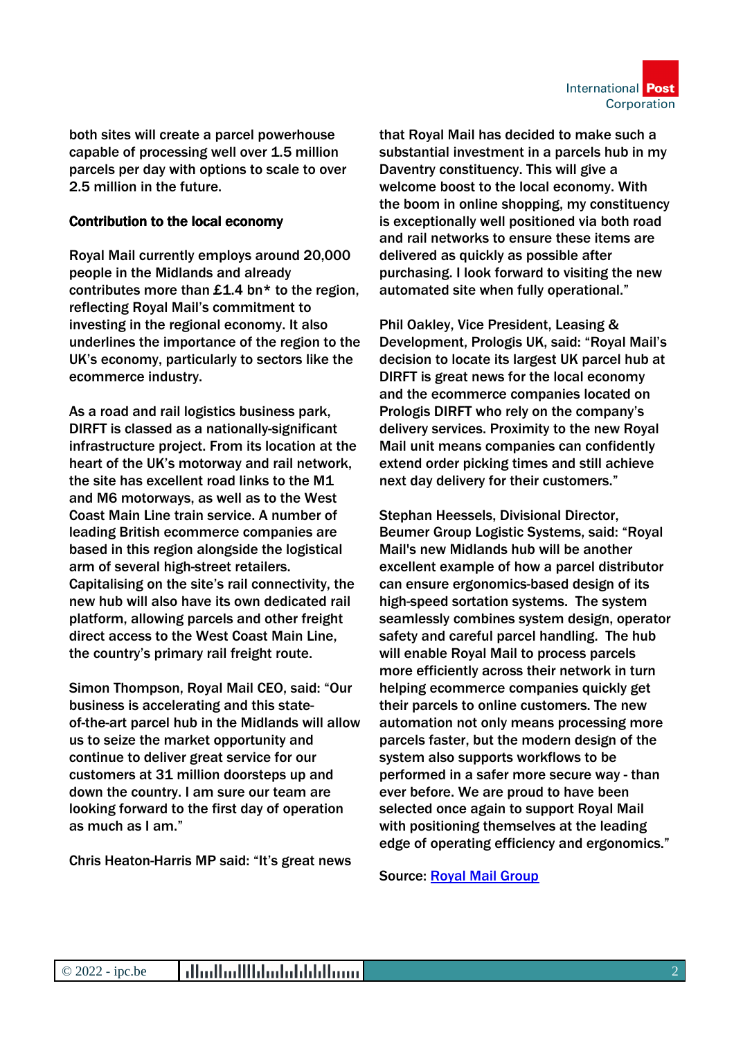both sites will create a parcel powerhouse capable of processing well over 1.5 million parcels per day with options to scale to over 2.5 million in the future.

**Contribution to the local economy**

Royal Mail currently employs around 20,000 people in the Midlands and already contributes more than £1.4 bn* to the region, reflecting Royal Mail's commitment to investing in the regional economy. It also underlines the importance of the region to the UK's economy, particularly to sectors like the ecommerce industry.

As a road and rail logistics business park, DIRFT is classed as a nationally-significant infrastructure project. From its location at the heart of the UK's motorway and rail network, the site has excellent road links to the M1 and M6 motorways, as well as to the West Coast Main Line train service. A number of leading British ecommerce companies are based in this region alongside the logistical arm of several high-street retailers. Capitalising on the site's rail connectivity, the new hub will also have its own dedicated rail platform, allowing parcels and other freight direct access to the West Coast Main Line, the country's primary rail freight route.

Simon Thompson, Royal Mail CEO, said: "Our business is accelerating and this state-of-the-art parcel hub in the Midlands will allow us to seize the market opportunity and continue to deliver great service for our customers at 31 million doorsteps up and down the country. I am sure our team are looking forward to the first day of operation as much as I am."

Chris Heaton-Harris MP said: "It's great news that Royal Mail has decided to make such a substantial investment in a parcels hub in my Daventry constituency. This will give a welcome boost to the local economy. With the boom in online shopping, my constituency is exceptionally well positioned via both road and rail networks to ensure these items are delivered as quickly as possible after purchasing. I look forward to visiting the new automated site when fully operational."

Phil Oakley, Vice President, Leasing & Development, Prologis UK, said: "Royal Mail's decision to locate its largest UK parcel hub at DIRFT is great news for the local economy and the ecommerce companies located on Prologis DIRFT who rely on the company's delivery services. Proximity to the new Royal Mail unit means companies can confidently extend order picking times and still achieve next day delivery for their customers."

Stephan Heessels, Divisional Director, Beumer Group Logistic Systems, said: "Royal Mail's new Midlands hub will be another excellent example of how a parcel distributor can ensure ergonomics-based design of its high-speed sortation systems. The system seamlessly combines system design, operator safety and careful parcel handling. The hub will enable Royal Mail to process parcels more efficiently across their network in turn helping ecommerce companies quickly get their parcels to online customers. The new automation not only means processing more parcels faster, but the modern design of the system also supports workflows to be performed in a safer more secure way - than ever before. We are proud to have been selected once again to support Royal Mail with positioning themselves at the leading edge of operating efficiency and ergonomics."

Source: [Royal Mail Group]()